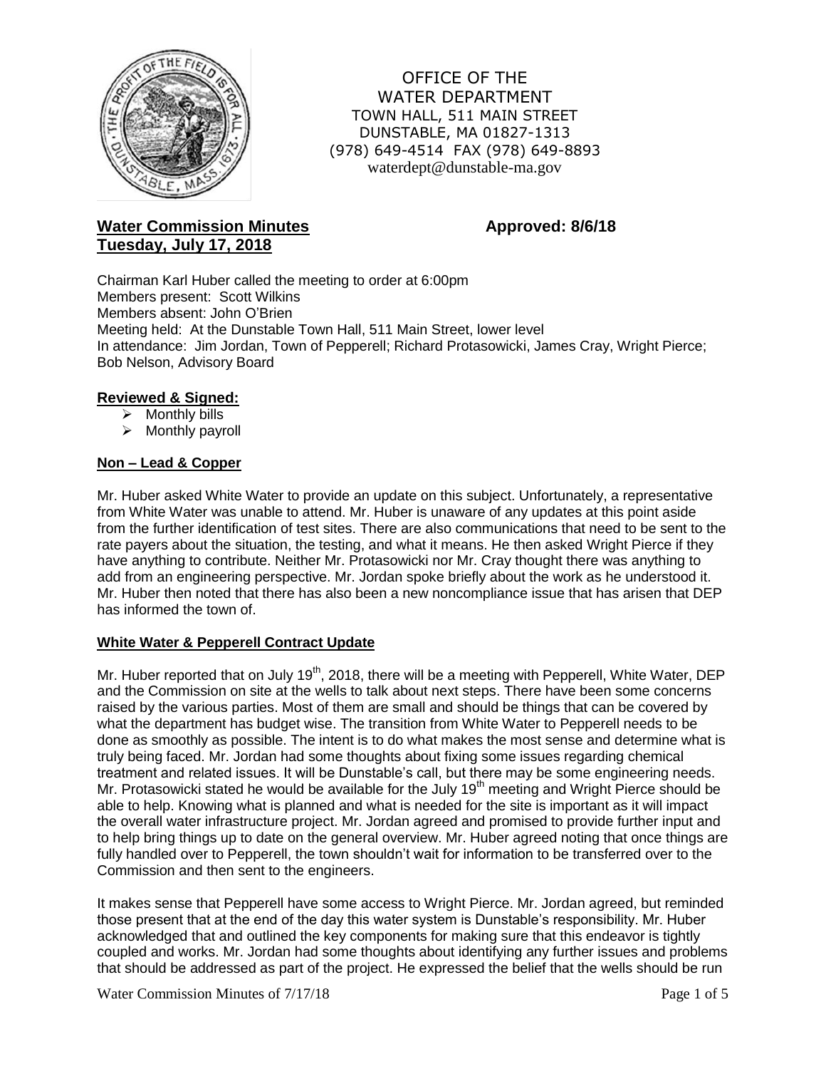OFFICE OF THE
WATER DEPARTMENT
TOWN HALL, 511 MAIN STREET
DUNSTABLE, MA 01827-1313
(978) 649-4514 FAX (978) 649-8893
waterdept@dunstable-ma.gov

## Water Commission Minutes — Approved: 8/6/18
## Tuesday, July 17, 2018

Chairman Karl Huber called the meeting to order at 6:00pm
Members present: Scott Wilkins
Members absent: John O'Brien
Meeting held: At the Dunstable Town Hall, 511 Main Street, lower level
In attendance: Jim Jordan, Town of Pepperell; Richard Protasowicki, James Cray, Wright Pierce; Bob Nelson, Advisory Board

### Reviewed & Signed:

- Monthly bills
- Monthly payroll

### Non – Lead & Copper

Mr. Huber asked White Water to provide an update on this subject. Unfortunately, a representative from White Water was unable to attend. Mr. Huber is unaware of any updates at this point aside from the further identification of test sites. There are also communications that need to be sent to the rate payers about the situation, the testing, and what it means. He then asked Wright Pierce if they have anything to contribute. Neither Mr. Protasowicki nor Mr. Cray thought there was anything to add from an engineering perspective. Mr. Jordan spoke briefly about the work as he understood it. Mr. Huber then noted that there has also been a new noncompliance issue that has arisen that DEP has informed the town of.

### White Water & Pepperell Contract Update

Mr. Huber reported that on July 19th, 2018, there will be a meeting with Pepperell, White Water, DEP and the Commission on site at the wells to talk about next steps. There have been some concerns raised by the various parties. Most of them are small and should be things that can be covered by what the department has budget wise. The transition from White Water to Pepperell needs to be done as smoothly as possible. The intent is to do what makes the most sense and determine what is truly being faced. Mr. Jordan had some thoughts about fixing some issues regarding chemical treatment and related issues. It will be Dunstable's call, but there may be some engineering needs. Mr. Protasowicki stated he would be available for the July 19th meeting and Wright Pierce should be able to help. Knowing what is planned and what is needed for the site is important as it will impact the overall water infrastructure project. Mr. Jordan agreed and promised to provide further input and to help bring things up to date on the general overview. Mr. Huber agreed noting that once things are fully handled over to Pepperell, the town shouldn't wait for information to be transferred over to the Commission and then sent to the engineers.

It makes sense that Pepperell have some access to Wright Pierce. Mr. Jordan agreed, but reminded those present that at the end of the day this water system is Dunstable's responsibility. Mr. Huber acknowledged that and outlined the key components for making sure that this endeavor is tightly coupled and works. Mr. Jordan had some thoughts about identifying any further issues and problems that should be addressed as part of the project. He expressed the belief that the wells should be run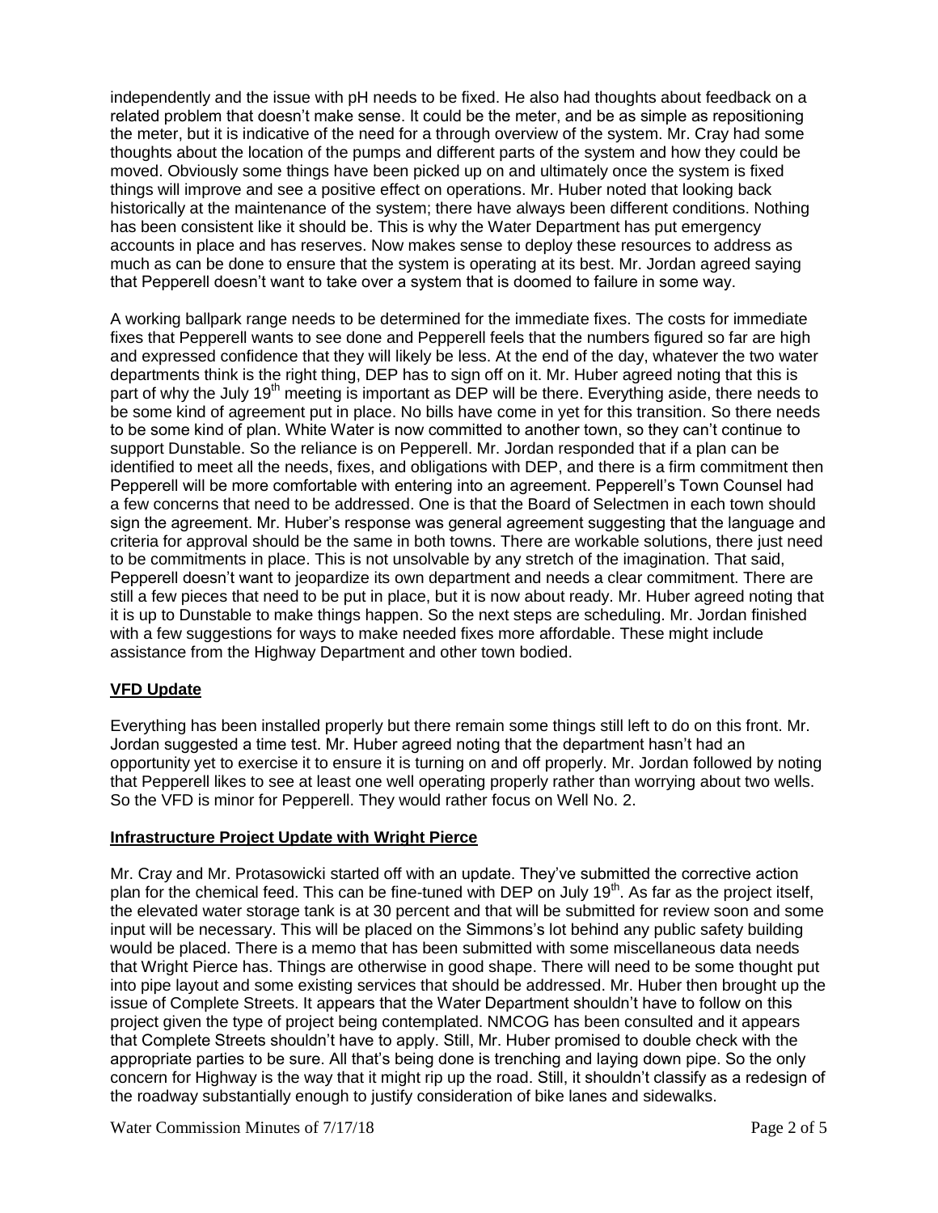independently and the issue with pH needs to be fixed. He also had thoughts about feedback on a related problem that doesn't make sense. It could be the meter, and be as simple as repositioning the meter, but it is indicative of the need for a through overview of the system. Mr. Cray had some thoughts about the location of the pumps and different parts of the system and how they could be moved. Obviously some things have been picked up on and ultimately once the system is fixed things will improve and see a positive effect on operations. Mr. Huber noted that looking back historically at the maintenance of the system; there have always been different conditions. Nothing has been consistent like it should be. This is why the Water Department has put emergency accounts in place and has reserves. Now makes sense to deploy these resources to address as much as can be done to ensure that the system is operating at its best. Mr. Jordan agreed saying that Pepperell doesn't want to take over a system that is doomed to failure in some way.

A working ballpark range needs to be determined for the immediate fixes. The costs for immediate fixes that Pepperell wants to see done and Pepperell feels that the numbers figured so far are high and expressed confidence that they will likely be less. At the end of the day, whatever the two water departments think is the right thing, DEP has to sign off on it. Mr. Huber agreed noting that this is part of why the July 19th meeting is important as DEP will be there. Everything aside, there needs to be some kind of agreement put in place. No bills have come in yet for this transition. So there needs to be some kind of plan. White Water is now committed to another town, so they can't continue to support Dunstable. So the reliance is on Pepperell. Mr. Jordan responded that if a plan can be identified to meet all the needs, fixes, and obligations with DEP, and there is a firm commitment then Pepperell will be more comfortable with entering into an agreement. Pepperell's Town Counsel had a few concerns that need to be addressed. One is that the Board of Selectmen in each town should sign the agreement. Mr. Huber's response was general agreement suggesting that the language and criteria for approval should be the same in both towns. There are workable solutions, there just need to be commitments in place. This is not unsolvable by any stretch of the imagination. That said, Pepperell doesn't want to jeopardize its own department and needs a clear commitment. There are still a few pieces that need to be put in place, but it is now about ready. Mr. Huber agreed noting that it is up to Dunstable to make things happen. So the next steps are scheduling. Mr. Jordan finished with a few suggestions for ways to make needed fixes more affordable. These might include assistance from the Highway Department and other town bodied.

## VFD Update

Everything has been installed properly but there remain some things still left to do on this front. Mr. Jordan suggested a time test. Mr. Huber agreed noting that the department hasn't had an opportunity yet to exercise it to ensure it is turning on and off properly. Mr. Jordan followed by noting that Pepperell likes to see at least one well operating properly rather than worrying about two wells. So the VFD is minor for Pepperell. They would rather focus on Well No. 2.

## Infrastructure Project Update with Wright Pierce

Mr. Cray and Mr. Protasowicki started off with an update. They've submitted the corrective action plan for the chemical feed. This can be fine-tuned with DEP on July 19th. As far as the project itself, the elevated water storage tank is at 30 percent and that will be submitted for review soon and some input will be necessary. This will be placed on the Simmons's lot behind any public safety building would be placed. There is a memo that has been submitted with some miscellaneous data needs that Wright Pierce has. Things are otherwise in good shape. There will need to be some thought put into pipe layout and some existing services that should be addressed. Mr. Huber then brought up the issue of Complete Streets. It appears that the Water Department shouldn't have to follow on this project given the type of project being contemplated. NMCOG has been consulted and it appears that Complete Streets shouldn't have to apply. Still, Mr. Huber promised to double check with the appropriate parties to be sure. All that's being done is trenching and laying down pipe. So the only concern for Highway is the way that it might rip up the road. Still, it shouldn't classify as a redesign of the roadway substantially enough to justify consideration of bike lanes and sidewalks.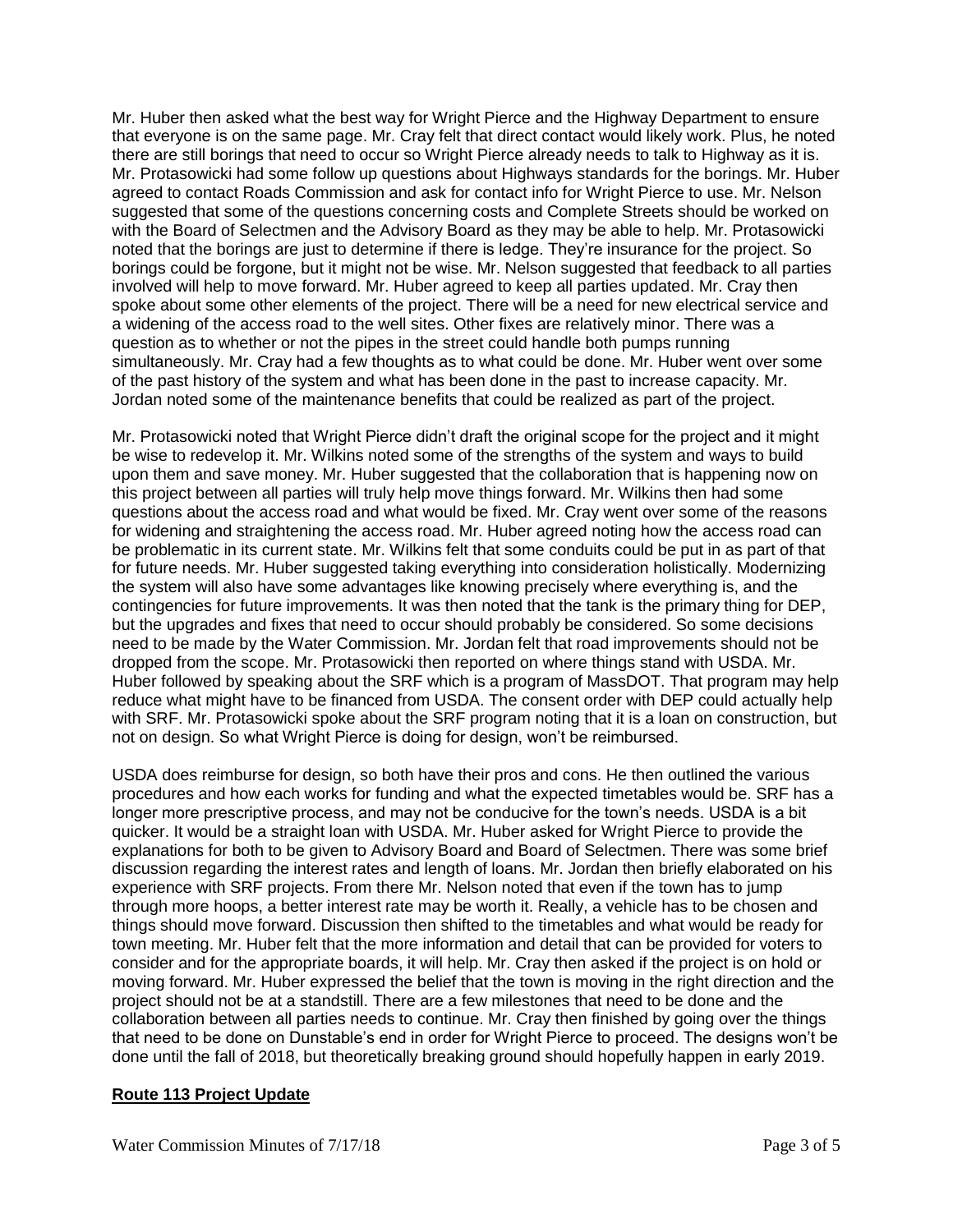Mr. Huber then asked what the best way for Wright Pierce and the Highway Department to ensure that everyone is on the same page. Mr. Cray felt that direct contact would likely work. Plus, he noted there are still borings that need to occur so Wright Pierce already needs to talk to Highway as it is. Mr. Protasowicki had some follow up questions about Highways standards for the borings. Mr. Huber agreed to contact Roads Commission and ask for contact info for Wright Pierce to use. Mr. Nelson suggested that some of the questions concerning costs and Complete Streets should be worked on with the Board of Selectmen and the Advisory Board as they may be able to help. Mr. Protasowicki noted that the borings are just to determine if there is ledge. They're insurance for the project. So borings could be forgone, but it might not be wise. Mr. Nelson suggested that feedback to all parties involved will help to move forward. Mr. Huber agreed to keep all parties updated. Mr. Cray then spoke about some other elements of the project. There will be a need for new electrical service and a widening of the access road to the well sites. Other fixes are relatively minor. There was a question as to whether or not the pipes in the street could handle both pumps running simultaneously. Mr. Cray had a few thoughts as to what could be done. Mr. Huber went over some of the past history of the system and what has been done in the past to increase capacity. Mr. Jordan noted some of the maintenance benefits that could be realized as part of the project.

Mr. Protasowicki noted that Wright Pierce didn't draft the original scope for the project and it might be wise to redevelop it. Mr. Wilkins noted some of the strengths of the system and ways to build upon them and save money. Mr. Huber suggested that the collaboration that is happening now on this project between all parties will truly help move things forward. Mr. Wilkins then had some questions about the access road and what would be fixed. Mr. Cray went over some of the reasons for widening and straightening the access road. Mr. Huber agreed noting how the access road can be problematic in its current state. Mr. Wilkins felt that some conduits could be put in as part of that for future needs. Mr. Huber suggested taking everything into consideration holistically. Modernizing the system will also have some advantages like knowing precisely where everything is, and the contingencies for future improvements. It was then noted that the tank is the primary thing for DEP, but the upgrades and fixes that need to occur should probably be considered. So some decisions need to be made by the Water Commission. Mr. Jordan felt that road improvements should not be dropped from the scope. Mr. Protasowicki then reported on where things stand with USDA. Mr. Huber followed by speaking about the SRF which is a program of MassDOT. That program may help reduce what might have to be financed from USDA. The consent order with DEP could actually help with SRF. Mr. Protasowicki spoke about the SRF program noting that it is a loan on construction, but not on design. So what Wright Pierce is doing for design, won't be reimbursed.

USDA does reimburse for design, so both have their pros and cons. He then outlined the various procedures and how each works for funding and what the expected timetables would be. SRF has a longer more prescriptive process, and may not be conducive for the town's needs. USDA is a bit quicker. It would be a straight loan with USDA. Mr. Huber asked for Wright Pierce to provide the explanations for both to be given to Advisory Board and Board of Selectmen. There was some brief discussion regarding the interest rates and length of loans. Mr. Jordan then briefly elaborated on his experience with SRF projects. From there Mr. Nelson noted that even if the town has to jump through more hoops, a better interest rate may be worth it. Really, a vehicle has to be chosen and things should move forward. Discussion then shifted to the timetables and what would be ready for town meeting. Mr. Huber felt that the more information and detail that can be provided for voters to consider and for the appropriate boards, it will help. Mr. Cray then asked if the project is on hold or moving forward. Mr. Huber expressed the belief that the town is moving in the right direction and the project should not be at a standstill. There are a few milestones that need to be done and the collaboration between all parties needs to continue. Mr. Cray then finished by going over the things that need to be done on Dunstable's end in order for Wright Pierce to proceed. The designs won't be done until the fall of 2018, but theoretically breaking ground should hopefully happen in early 2019.

**Route 113 Project Update**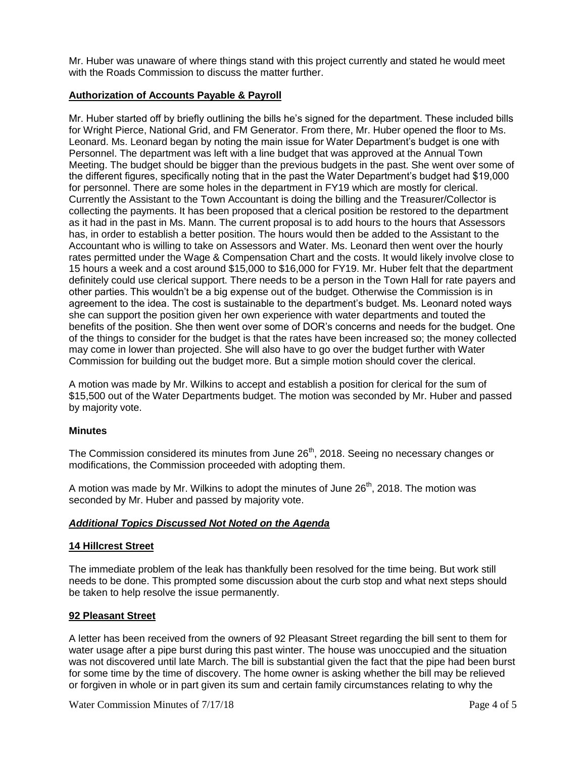Mr. Huber was unaware of where things stand with this project currently and stated he would meet with the Roads Commission to discuss the matter further.

**Authorization of Accounts Payable & Payroll**

Mr. Huber started off by briefly outlining the bills he's signed for the department. These included bills for Wright Pierce, National Grid, and FM Generator. From there, Mr. Huber opened the floor to Ms. Leonard. Ms. Leonard began by noting the main issue for Water Department's budget is one with Personnel. The department was left with a line budget that was approved at the Annual Town Meeting. The budget should be bigger than the previous budgets in the past. She went over some of the different figures, specifically noting that in the past the Water Department's budget had $19,000 for personnel. There are some holes in the department in FY19 which are mostly for clerical. Currently the Assistant to the Town Accountant is doing the billing and the Treasurer/Collector is collecting the payments. It has been proposed that a clerical position be restored to the department as it had in the past in Ms. Mann. The current proposal is to add hours to the hours that Assessors has, in order to establish a better position. The hours would then be added to the Assistant to the Accountant who is willing to take on Assessors and Water. Ms. Leonard then went over the hourly rates permitted under the Wage & Compensation Chart and the costs. It would likely involve close to 15 hours a week and a cost around $15,000 to $16,000 for FY19. Mr. Huber felt that the department definitely could use clerical support. There needs to be a person in the Town Hall for rate payers and other parties. This wouldn't be a big expense out of the budget. Otherwise the Commission is in agreement to the idea. The cost is sustainable to the department's budget. Ms. Leonard noted ways she can support the position given her own experience with water departments and touted the benefits of the position. She then went over some of DOR's concerns and needs for the budget. One of the things to consider for the budget is that the rates have been increased so; the money collected may come in lower than projected. She will also have to go over the budget further with Water Commission for building out the budget more. But a simple motion should cover the clerical.

A motion was made by Mr. Wilkins to accept and establish a position for clerical for the sum of $15,500 out of the Water Departments budget. The motion was seconded by Mr. Huber and passed by majority vote.

**Minutes**

The Commission considered its minutes from June 26th, 2018. Seeing no necessary changes or modifications, the Commission proceeded with adopting them.

A motion was made by Mr. Wilkins to adopt the minutes of June 26th, 2018. The motion was seconded by Mr. Huber and passed by majority vote.

***Additional Topics Discussed Not Noted on the Agenda***

**14 Hillcrest Street**

The immediate problem of the leak has thankfully been resolved for the time being. But work still needs to be done. This prompted some discussion about the curb stop and what next steps should be taken to help resolve the issue permanently.

**92 Pleasant Street**

A letter has been received from the owners of 92 Pleasant Street regarding the bill sent to them for water usage after a pipe burst during this past winter. The house was unoccupied and the situation was not discovered until late March. The bill is substantial given the fact that the pipe had been burst for some time by the time of discovery. The home owner is asking whether the bill may be relieved or forgiven in whole or in part given its sum and certain family circumstances relating to why the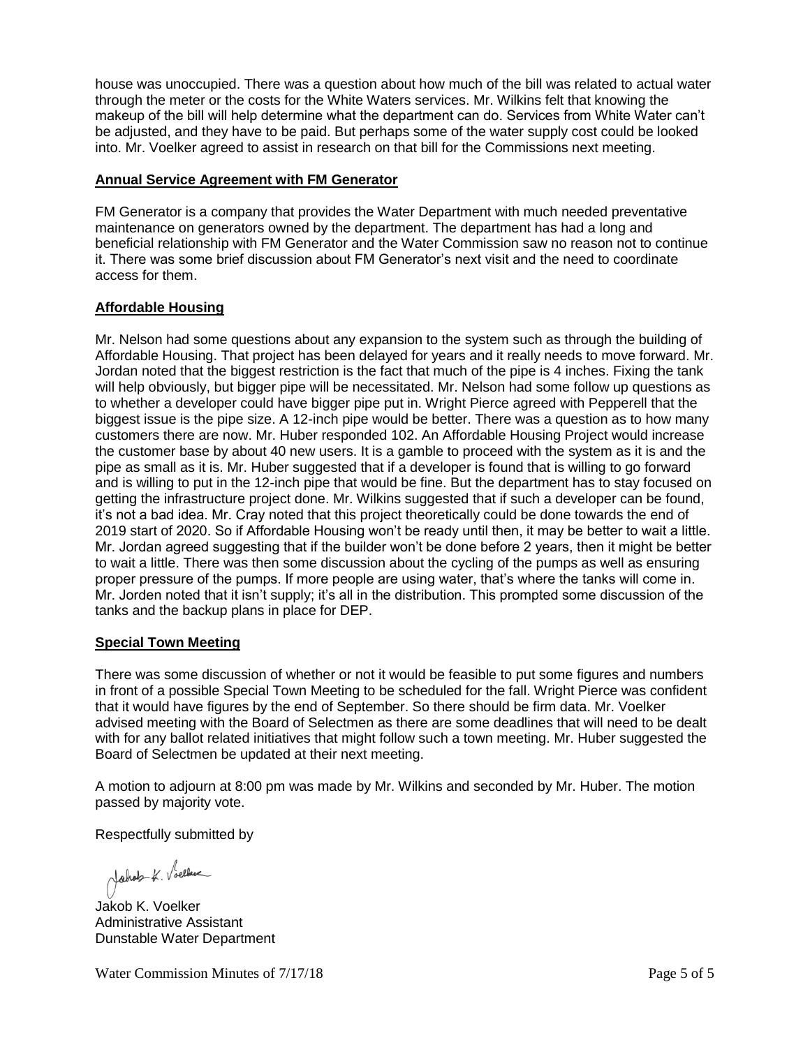house was unoccupied. There was a question about how much of the bill was related to actual water through the meter or the costs for the White Waters services. Mr. Wilkins felt that knowing the makeup of the bill will help determine what the department can do. Services from White Water can't be adjusted, and they have to be paid. But perhaps some of the water supply cost could be looked into. Mr. Voelker agreed to assist in research on that bill for the Commissions next meeting.

**Annual Service Agreement with FM Generator**

FM Generator is a company that provides the Water Department with much needed preventative maintenance on generators owned by the department. The department has had a long and beneficial relationship with FM Generator and the Water Commission saw no reason not to continue it. There was some brief discussion about FM Generator's next visit and the need to coordinate access for them.

**Affordable Housing**

Mr. Nelson had some questions about any expansion to the system such as through the building of Affordable Housing. That project has been delayed for years and it really needs to move forward. Mr. Jordan noted that the biggest restriction is the fact that much of the pipe is 4 inches. Fixing the tank will help obviously, but bigger pipe will be necessitated. Mr. Nelson had some follow up questions as to whether a developer could have bigger pipe put in. Wright Pierce agreed with Pepperell that the biggest issue is the pipe size. A 12-inch pipe would be better. There was a question as to how many customers there are now. Mr. Huber responded 102. An Affordable Housing Project would increase the customer base by about 40 new users. It is a gamble to proceed with the system as it is and the pipe as small as it is. Mr. Huber suggested that if a developer is found that is willing to go forward and is willing to put in the 12-inch pipe that would be fine. But the department has to stay focused on getting the infrastructure project done. Mr. Wilkins suggested that if such a developer can be found, it's not a bad idea. Mr. Cray noted that this project theoretically could be done towards the end of 2019 start of 2020. So if Affordable Housing won't be ready until then, it may be better to wait a little. Mr. Jordan agreed suggesting that if the builder won't be done before 2 years, then it might be better to wait a little. There was then some discussion about the cycling of the pumps as well as ensuring proper pressure of the pumps. If more people are using water, that's where the tanks will come in. Mr. Jorden noted that it isn't supply; it's all in the distribution. This prompted some discussion of the tanks and the backup plans in place for DEP.

**Special Town Meeting**

There was some discussion of whether or not it would be feasible to put some figures and numbers in front of a possible Special Town Meeting to be scheduled for the fall. Wright Pierce was confident that it would have figures by the end of September. So there should be firm data. Mr. Voelker advised meeting with the Board of Selectmen as there are some deadlines that will need to be dealt with for any ballot related initiatives that might follow such a town meeting. Mr. Huber suggested the Board of Selectmen be updated at their next meeting.

A motion to adjourn at 8:00 pm was made by Mr. Wilkins and seconded by Mr. Huber. The motion passed by majority vote.

Respectfully submitted by

Jakob K. Voelker

Jakob K. Voelker
Administrative Assistant
Dunstable Water Department

Water Commission Minutes of 7/17/18